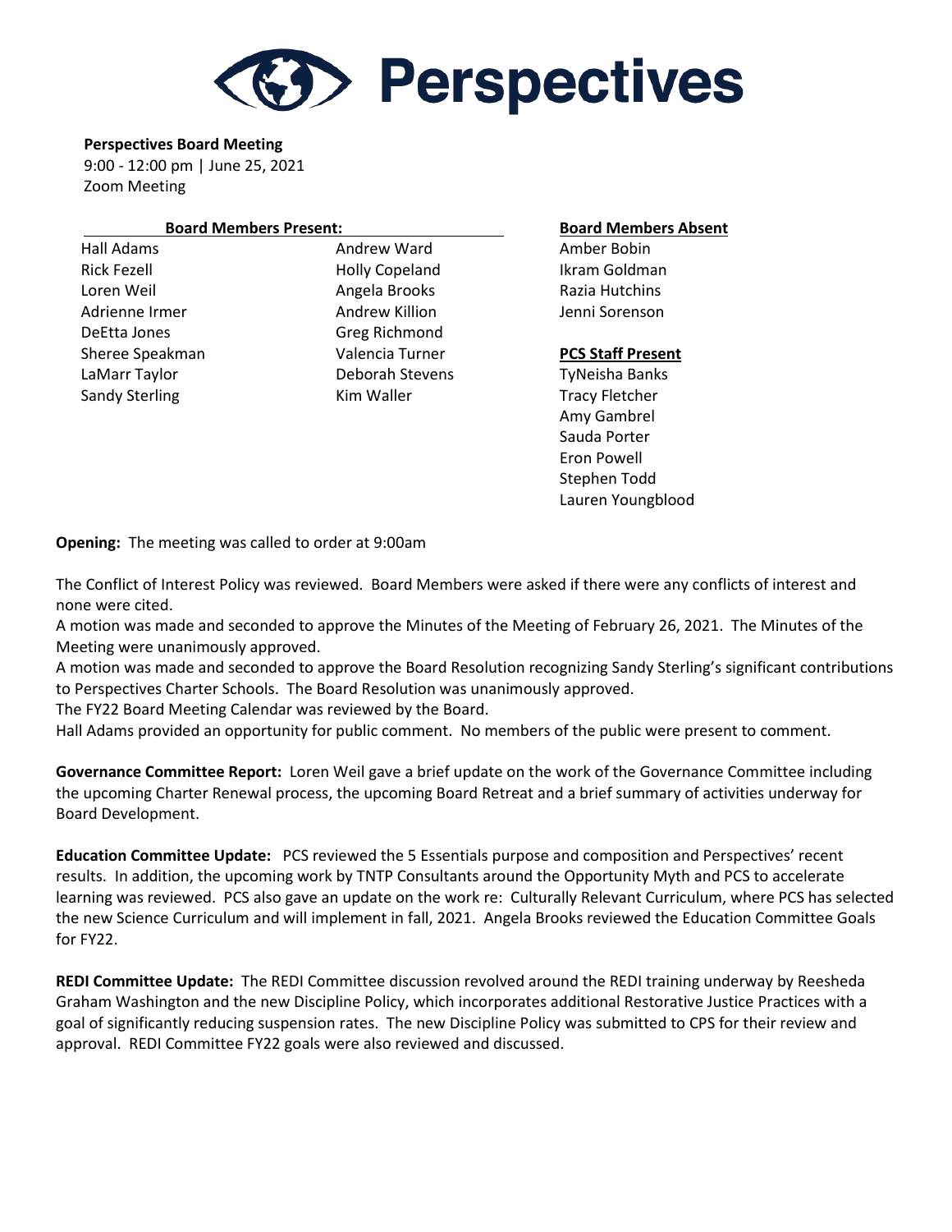# Perspectives

**Perspectives Board Meeting**
9:00 - 12:00 pm | June 25, 2021
Zoom Meeting

| Board Members Present: | | Board Members Absent |
|---|---|---|
| Hall Adams | Andrew Ward | Amber Bobin |
| Rick Fezell | Holly Copeland | Ikram Goldman |
| Loren Weil | Angela Brooks | Razia Hutchins |
| Adrienne Irmer | Andrew Killion | Jenni Sorenson |
| DeEtta Jones | Greg Richmond | |
| Sheree Speakman | Valencia Turner | **PCS Staff Present** |
| LaMarr Taylor | Deborah Stevens | TyNeisha Banks |
| Sandy Sterling | Kim Waller | Tracy Fletcher |
| | | Amy Gambrel |
| | | Sauda Porter |
| | | Eron Powell |
| | | Stephen Todd |
| | | Lauren Youngblood |

**Opening:** The meeting was called to order at 9:00am

The Conflict of Interest Policy was reviewed. Board Members were asked if there were any conflicts of interest and none were cited.
A motion was made and seconded to approve the Minutes of the Meeting of February 26, 2021. The Minutes of the Meeting were unanimously approved.
A motion was made and seconded to approve the Board Resolution recognizing Sandy Sterling's significant contributions to Perspectives Charter Schools. The Board Resolution was unanimously approved.
The FY22 Board Meeting Calendar was reviewed by the Board.
Hall Adams provided an opportunity for public comment. No members of the public were present to comment.

**Governance Committee Report:** Loren Weil gave a brief update on the work of the Governance Committee including the upcoming Charter Renewal process, the upcoming Board Retreat and a brief summary of activities underway for Board Development.

**Education Committee Update:** PCS reviewed the 5 Essentials purpose and composition and Perspectives' recent results. In addition, the upcoming work by TNTP Consultants around the Opportunity Myth and PCS to accelerate learning was reviewed. PCS also gave an update on the work re: Culturally Relevant Curriculum, where PCS has selected the new Science Curriculum and will implement in fall, 2021. Angela Brooks reviewed the Education Committee Goals for FY22.

**REDI Committee Update:** The REDI Committee discussion revolved around the REDI training underway by Reesheda Graham Washington and the new Discipline Policy, which incorporates additional Restorative Justice Practices with a goal of significantly reducing suspension rates. The new Discipline Policy was submitted to CPS for their review and approval. REDI Committee FY22 goals were also reviewed and discussed.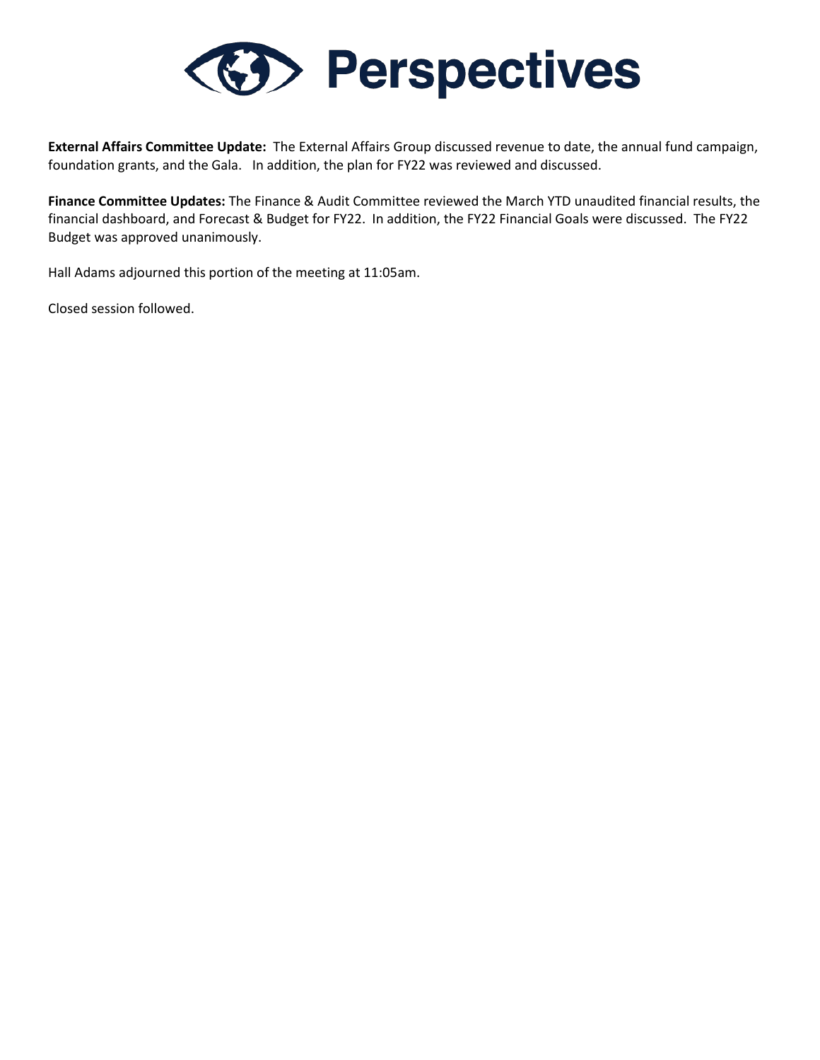**External Affairs Committee Update:** The External Affairs Group discussed revenue to date, the annual fund campaign, foundation grants, and the Gala. In addition, the plan for FY22 was reviewed and discussed.

**Finance Committee Updates:** The Finance & Audit Committee reviewed the March YTD unaudited financial results, the financial dashboard, and Forecast & Budget for FY22. In addition, the FY22 Financial Goals were discussed. The FY22 Budget was approved unanimously.

Hall Adams adjourned this portion of the meeting at 11:05am.

Closed session followed.